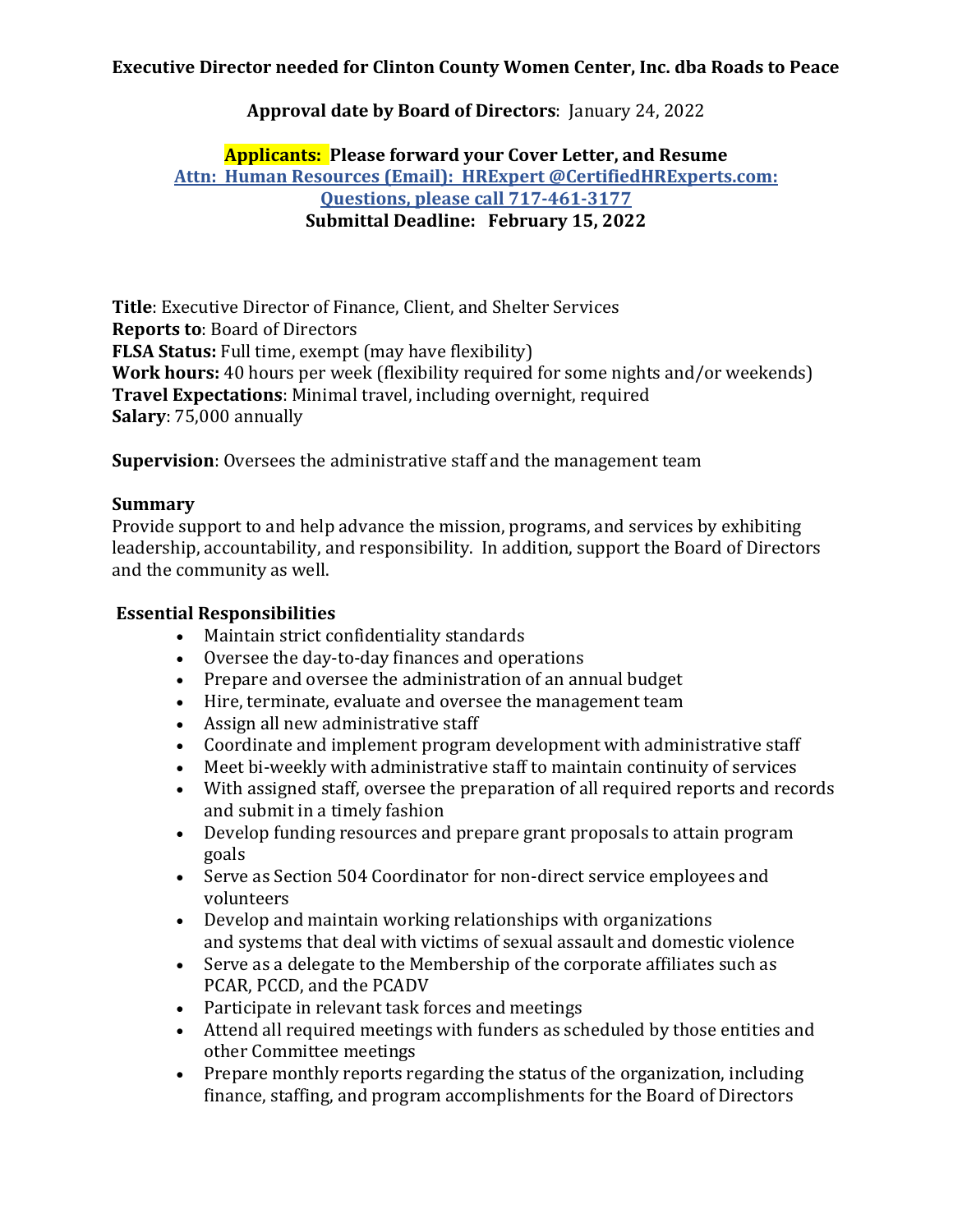**Executive Director needed for Clinton County Women Center, Inc. dba Roads to Peace**

**Approval date by Board of Directors**: January 24, 2022

**Applicants: Please forward your Cover Letter, and Resume**
**Attn: Human Resources (Email): HRExpert @CertifiedHRExperts.com:**
**Questions, please call 717-461-3177**
**Submittal Deadline: February 15, 2022**

**Title**: Executive Director of Finance, Client, and Shelter Services
**Reports to**: Board of Directors
**FLSA Status:** Full time, exempt (may have flexibility)
**Work hours:** 40 hours per week (flexibility required for some nights and/or weekends)
**Travel Expectations**: Minimal travel, including overnight, required
**Salary**: 75,000 annually

**Supervision**: Oversees the administrative staff and the management team

**Summary**
Provide support to and help advance the mission, programs, and services by exhibiting leadership, accountability, and responsibility. In addition, support the Board of Directors and the community as well.

**Essential Responsibilities**

- Maintain strict confidentiality standards
- Oversee the day-to-day finances and operations
- Prepare and oversee the administration of an annual budget
- Hire, terminate, evaluate and oversee the management team
- Assign all new administrative staff
- Coordinate and implement program development with administrative staff
- Meet bi-weekly with administrative staff to maintain continuity of services
- With assigned staff, oversee the preparation of all required reports and records and submit in a timely fashion
- Develop funding resources and prepare grant proposals to attain program goals
- Serve as Section 504 Coordinator for non-direct service employees and volunteers
- Develop and maintain working relationships with organizations and systems that deal with victims of sexual assault and domestic violence
- Serve as a delegate to the Membership of the corporate affiliates such as PCAR, PCCD, and the PCADV
- Participate in relevant task forces and meetings
- Attend all required meetings with funders as scheduled by those entities and other Committee meetings
- Prepare monthly reports regarding the status of the organization, including finance, staffing, and program accomplishments for the Board of Directors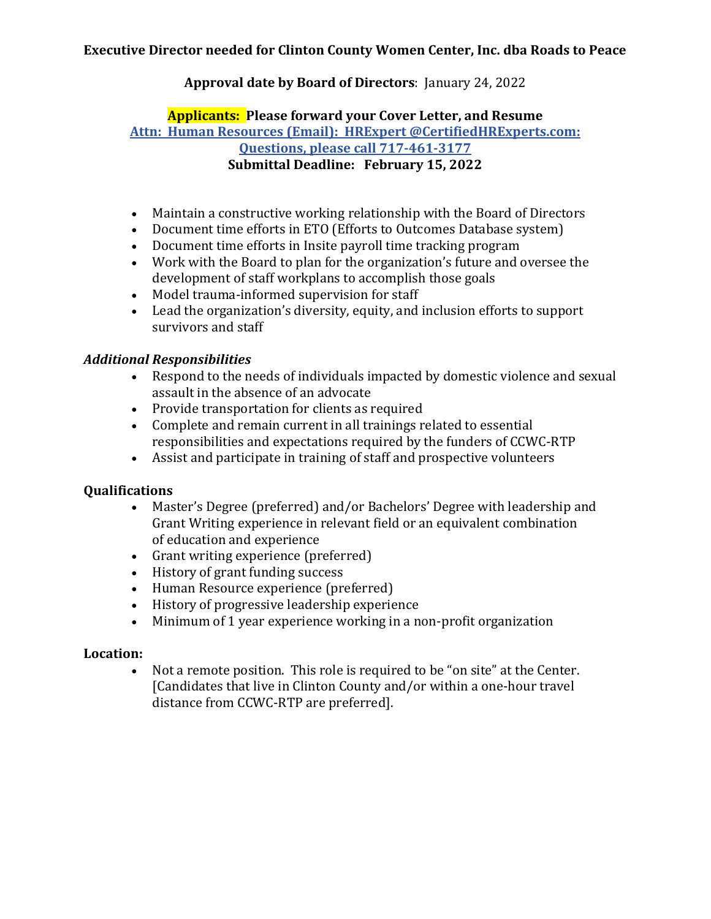**Executive Director needed for Clinton County Women Center, Inc. dba Roads to Peace**

**Approval date by Board of Directors**: January 24, 2022

**Applicants: Please forward your Cover Letter, and Resume**

**Attn: Human Resources (Email): HRExpert @CertifiedHRExperts.com: Questions, please call 717-461-3177**

**Submittal Deadline: February 15, 2022**

- Maintain a constructive working relationship with the Board of Directors
- Document time efforts in ETO (Efforts to Outcomes Database system)
- Document time efforts in Insite payroll time tracking program
- Work with the Board to plan for the organization's future and oversee the development of staff workplans to accomplish those goals
- Model trauma-informed supervision for staff
- Lead the organization's diversity, equity, and inclusion efforts to support survivors and staff

### *Additional Responsibilities*

- Respond to the needs of individuals impacted by domestic violence and sexual assault in the absence of an advocate
- Provide transportation for clients as required
- Complete and remain current in all trainings related to essential responsibilities and expectations required by the funders of CCWC-RTP
- Assist and participate in training of staff and prospective volunteers

### Qualifications

- Master's Degree (preferred) and/or Bachelors' Degree with leadership and Grant Writing experience in relevant field or an equivalent combination of education and experience
- Grant writing experience (preferred)
- History of grant funding success
- Human Resource experience (preferred)
- History of progressive leadership experience
- Minimum of 1 year experience working in a non-profit organization

### Location:

- Not a remote position. This role is required to be "on site" at the Center. [Candidates that live in Clinton County and/or within a one-hour travel distance from CCWC-RTP are preferred].